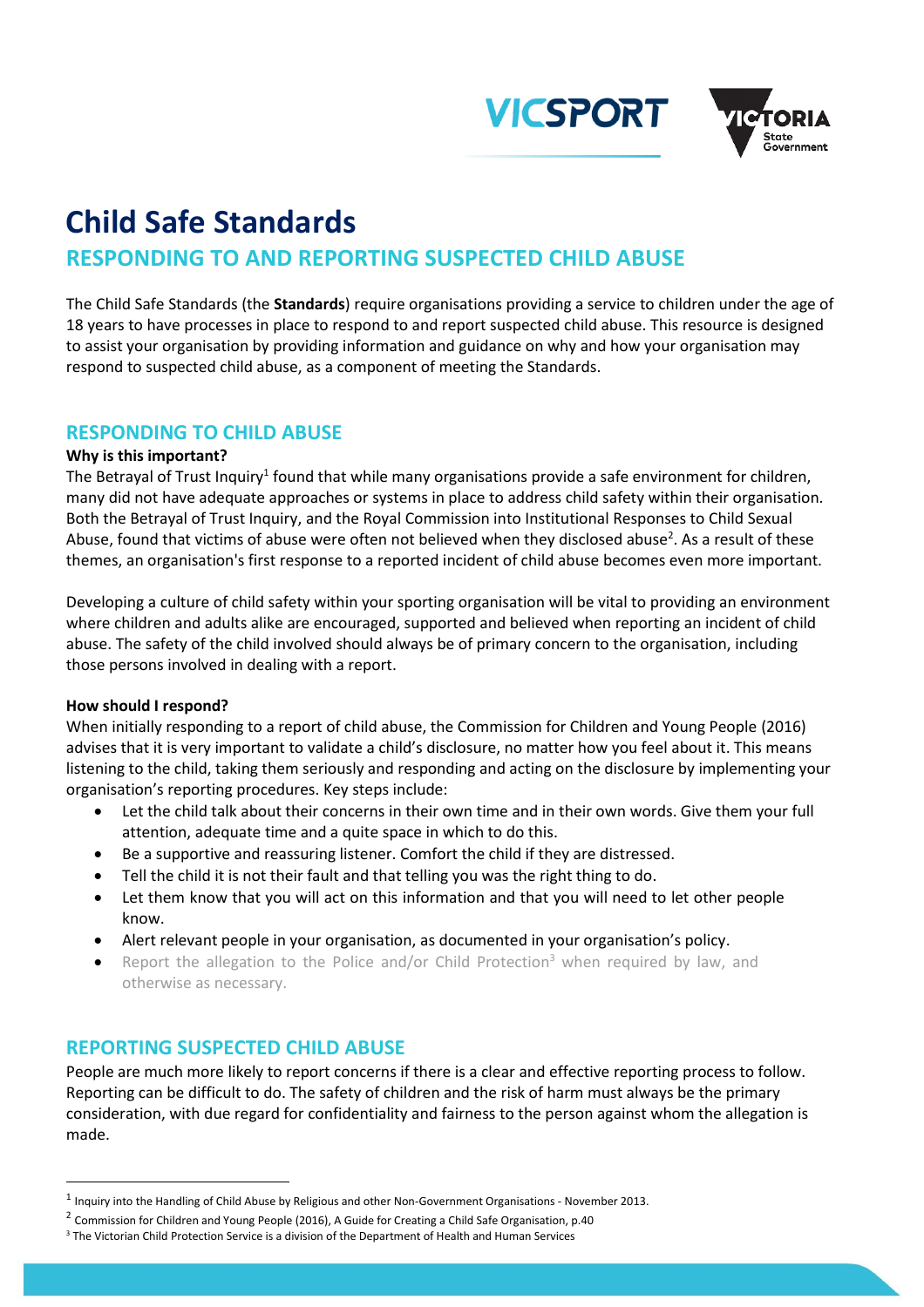# Child Safe Standards

## RESPONDING TO AND REPORTING SUSPECTED CHILD ABUSE

The Child Safe Standards (the **Standards**) require organisations providing a service to children under the age of 18 years to have processes in place to respond to and report suspected child abuse. This resource is designed to assist your organisation by providing information and guidance on why and how your organisation may respond to suspected child abuse, as a component of meeting the Standards.

## RESPONDING TO CHILD ABUSE

**Why is this important?**

The Betrayal of Trust Inquiry[1] found that while many organisations provide a safe environment for children, many did not have adequate approaches or systems in place to address child safety within their organisation. Both the Betrayal of Trust Inquiry, and the Royal Commission into Institutional Responses to Child Sexual Abuse, found that victims of abuse were often not believed when they disclosed abuse[2]. As a result of these themes, an organisation's first response to a reported incident of child abuse becomes even more important.

Developing a culture of child safety within your sporting organisation will be vital to providing an environment where children and adults alike are encouraged, supported and believed when reporting an incident of child abuse. The safety of the child involved should always be of primary concern to the organisation, including those persons involved in dealing with a report.

**How should I respond?**

When initially responding to a report of child abuse, the Commission for Children and Young People (2016) advises that it is very important to validate a child's disclosure, no matter how you feel about it. This means listening to the child, taking them seriously and responding and acting on the disclosure by implementing your organisation's reporting procedures. Key steps include:

- Let the child talk about their concerns in their own time and in their own words. Give them your full attention, adequate time and a quite space in which to do this.
- Be a supportive and reassuring listener. Comfort the child if they are distressed.
- Tell the child it is not their fault and that telling you was the right thing to do.
- Let them know that you will act on this information and that you will need to let other people know.
- Alert relevant people in your organisation, as documented in your organisation's policy.
- Report the allegation to the Police and/or Child Protection[3] when required by law, and otherwise as necessary.

## REPORTING SUSPECTED CHILD ABUSE

People are much more likely to report concerns if there is a clear and effective reporting process to follow. Reporting can be difficult to do. The safety of children and the risk of harm must always be the primary consideration, with due regard for confidentiality and fairness to the person against whom the allegation is made.

---

[1] Inquiry into the Handling of Child Abuse by Religious and other Non-Government Organisations - November 2013.

[2] Commission for Children and Young People (2016), A Guide for Creating a Child Safe Organisation, p.40

[3] The Victorian Child Protection Service is a division of the Department of Health and Human Services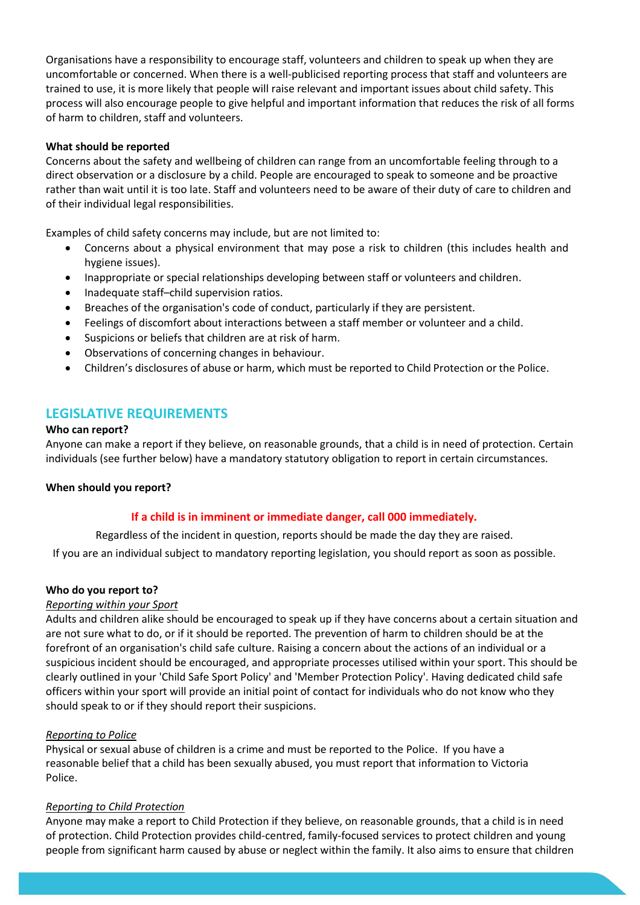Organisations have a responsibility to encourage staff, volunteers and children to speak up when they are uncomfortable or concerned. When there is a well-publicised reporting process that staff and volunteers are trained to use, it is more likely that people will raise relevant and important issues about child safety. This process will also encourage people to give helpful and important information that reduces the risk of all forms of harm to children, staff and volunteers.

**What should be reported**

Concerns about the safety and wellbeing of children can range from an uncomfortable feeling through to a direct observation or a disclosure by a child. People are encouraged to speak to someone and be proactive rather than wait until it is too late. Staff and volunteers need to be aware of their duty of care to children and of their individual legal responsibilities.

Examples of child safety concerns may include, but are not limited to:

- Concerns about a physical environment that may pose a risk to children (this includes health and hygiene issues).
- Inappropriate or special relationships developing between staff or volunteers and children.
- Inadequate staff–child supervision ratios.
- Breaches of the organisation's code of conduct, particularly if they are persistent.
- Feelings of discomfort about interactions between a staff member or volunteer and a child.
- Suspicions or beliefs that children are at risk of harm.
- Observations of concerning changes in behaviour.
- Children's disclosures of abuse or harm, which must be reported to Child Protection or the Police.

## LEGISLATIVE REQUIREMENTS

**Who can report?**

Anyone can make a report if they believe, on reasonable grounds, that a child is in need of protection. Certain individuals (see further below) have a mandatory statutory obligation to report in certain circumstances.

**When should you report?**

**If a child is in imminent or immediate danger, call 000 immediately.**

Regardless of the incident in question, reports should be made the day they are raised.

If you are an individual subject to mandatory reporting legislation, you should report as soon as possible.

**Who do you report to?**

*Reporting within your Sport*

Adults and children alike should be encouraged to speak up if they have concerns about a certain situation and are not sure what to do, or if it should be reported. The prevention of harm to children should be at the forefront of an organisation's child safe culture. Raising a concern about the actions of an individual or a suspicious incident should be encouraged, and appropriate processes utilised within your sport. This should be clearly outlined in your 'Child Safe Sport Policy' and 'Member Protection Policy'. Having dedicated child safe officers within your sport will provide an initial point of contact for individuals who do not know who they should speak to or if they should report their suspicions.

*Reporting to Police*

Physical or sexual abuse of children is a crime and must be reported to the Police. If you have a reasonable belief that a child has been sexually abused, you must report that information to Victoria Police.

*Reporting to Child Protection*

Anyone may make a report to Child Protection if they believe, on reasonable grounds, that a child is in need of protection. Child Protection provides child-centred, family-focused services to protect children and young people from significant harm caused by abuse or neglect within the family. It also aims to ensure that children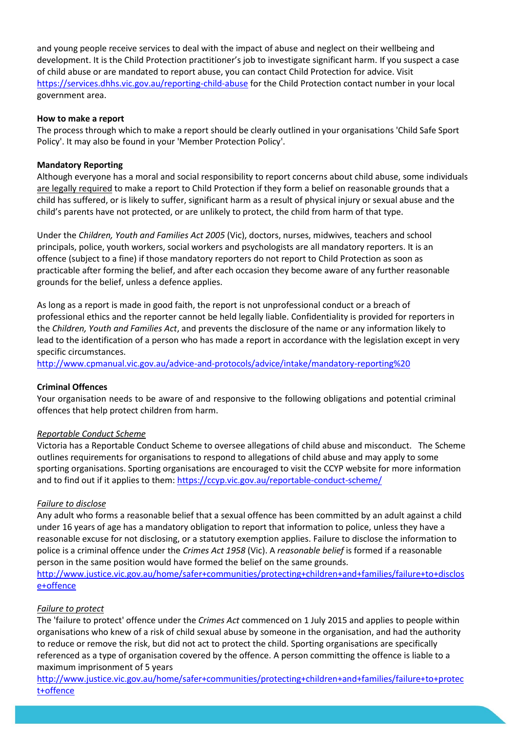and young people receive services to deal with the impact of abuse and neglect on their wellbeing and development. It is the Child Protection practitioner's job to investigate significant harm. If you suspect a case of child abuse or are mandated to report abuse, you can contact Child Protection for advice. Visit https://services.dhhs.vic.gov.au/reporting-child-abuse for the Child Protection contact number in your local government area.

**How to make a report**

The process through which to make a report should be clearly outlined in your organisations 'Child Safe Sport Policy'. It may also be found in your 'Member Protection Policy'.

**Mandatory Reporting**

Although everyone has a moral and social responsibility to report concerns about child abuse, some individuals are legally required to make a report to Child Protection if they form a belief on reasonable grounds that a child has suffered, or is likely to suffer, significant harm as a result of physical injury or sexual abuse and the child's parents have not protected, or are unlikely to protect, the child from harm of that type.

Under the *Children, Youth and Families Act 2005* (Vic), doctors, nurses, midwives, teachers and school principals, police, youth workers, social workers and psychologists are all mandatory reporters. It is an offence (subject to a fine) if those mandatory reporters do not report to Child Protection as soon as practicable after forming the belief, and after each occasion they become aware of any further reasonable grounds for the belief, unless a defence applies.

As long as a report is made in good faith, the report is not unprofessional conduct or a breach of professional ethics and the reporter cannot be held legally liable. Confidentiality is provided for reporters in the *Children, Youth and Families Act*, and prevents the disclosure of the name or any information likely to lead to the identification of a person who has made a report in accordance with the legislation except in very specific circumstances.
http://www.cpmanual.vic.gov.au/advice-and-protocols/advice/intake/mandatory-reporting%20

**Criminal Offences**

Your organisation needs to be aware of and responsive to the following obligations and potential criminal offences that help protect children from harm.

*Reportable Conduct Scheme*

Victoria has a Reportable Conduct Scheme to oversee allegations of child abuse and misconduct. The Scheme outlines requirements for organisations to respond to allegations of child abuse and may apply to some sporting organisations. Sporting organisations are encouraged to visit the CCYP website for more information and to find out if it applies to them: https://ccyp.vic.gov.au/reportable-conduct-scheme/

*Failure to disclose*

Any adult who forms a reasonable belief that a sexual offence has been committed by an adult against a child under 16 years of age has a mandatory obligation to report that information to police, unless they have a reasonable excuse for not disclosing, or a statutory exemption applies. Failure to disclose the information to police is a criminal offence under the *Crimes Act 1958* (Vic). A *reasonable belief* is formed if a reasonable person in the same position would have formed the belief on the same grounds.
http://www.justice.vic.gov.au/home/safer+communities/protecting+children+and+families/failure+to+disclose+offence

*Failure to protect*

The 'failure to protect' offence under the *Crimes Act* commenced on 1 July 2015 and applies to people within organisations who knew of a risk of child sexual abuse by someone in the organisation, and had the authority to reduce or remove the risk, but did not act to protect the child. Sporting organisations are specifically referenced as a type of organisation covered by the offence. A person committing the offence is liable to a maximum imprisonment of 5 years
http://www.justice.vic.gov.au/home/safer+communities/protecting+children+and+families/failure+to+protect+offence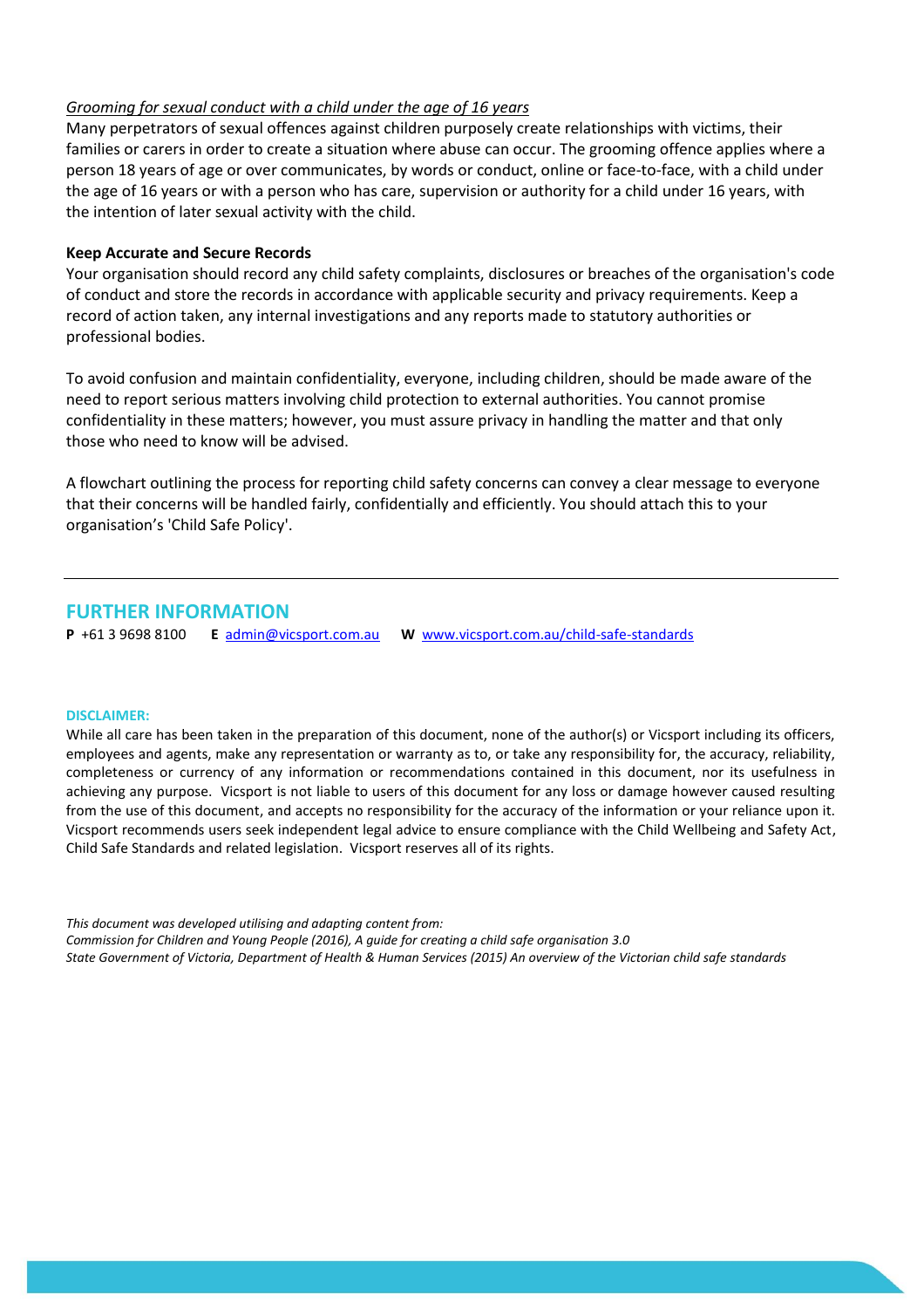*Grooming for sexual conduct with a child under the age of 16 years*

Many perpetrators of sexual offences against children purposely create relationships with victims, their families or carers in order to create a situation where abuse can occur. The grooming offence applies where a person 18 years of age or over communicates, by words or conduct, online or face-to-face, with a child under the age of 16 years or with a person who has care, supervision or authority for a child under 16 years, with the intention of later sexual activity with the child.

**Keep Accurate and Secure Records**

Your organisation should record any child safety complaints, disclosures or breaches of the organisation's code of conduct and store the records in accordance with applicable security and privacy requirements. Keep a record of action taken, any internal investigations and any reports made to statutory authorities or professional bodies.

To avoid confusion and maintain confidentiality, everyone, including children, should be made aware of the need to report serious matters involving child protection to external authorities. You cannot promise confidentiality in these matters; however, you must assure privacy in handling the matter and that only those who need to know will be advised.

A flowchart outlining the process for reporting child safety concerns can convey a clear message to everyone that their concerns will be handled fairly, confidentially and efficiently. You should attach this to your organisation's 'Child Safe Policy'.

---

## FURTHER INFORMATION

**P** +61 3 9698 8100 **E** admin@vicsport.com.au **W** www.vicsport.com.au/child-safe-standards

**DISCLAIMER:**

While all care has been taken in the preparation of this document, none of the author(s) or Vicsport including its officers, employees and agents, make any representation or warranty as to, or take any responsibility for, the accuracy, reliability, completeness or currency of any information or recommendations contained in this document, nor its usefulness in achieving any purpose. Vicsport is not liable to users of this document for any loss or damage however caused resulting from the use of this document, and accepts no responsibility for the accuracy of the information or your reliance upon it. Vicsport recommends users seek independent legal advice to ensure compliance with the Child Wellbeing and Safety Act, Child Safe Standards and related legislation. Vicsport reserves all of its rights.

*This document was developed utilising and adapting content from:*
*Commission for Children and Young People (2016), A guide for creating a child safe organisation 3.0*
*State Government of Victoria, Department of Health & Human Services (2015) An overview of the Victorian child safe standards*